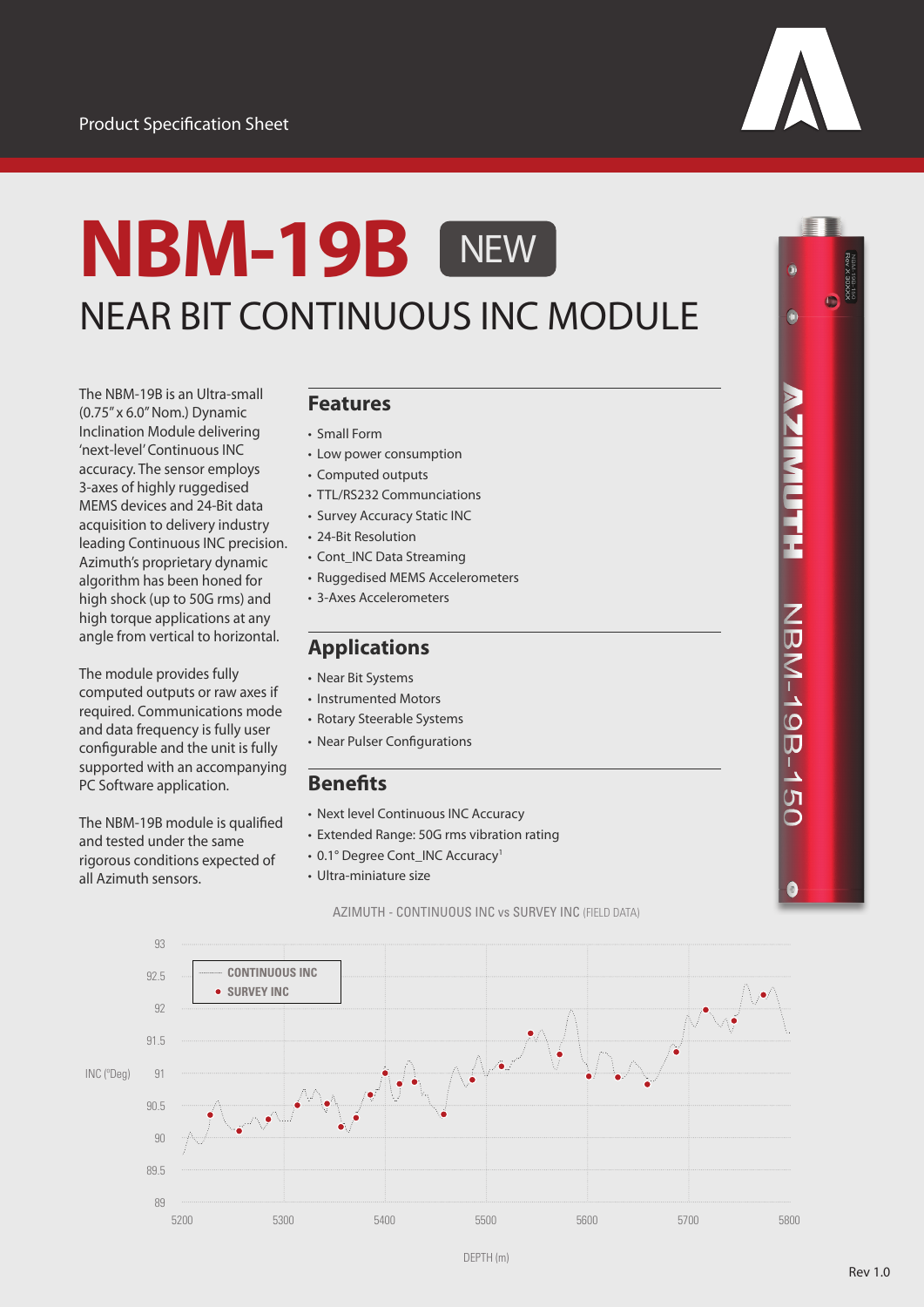Product Specification Sheet

# NBM-19B NEW

## NEAR BIT CONTINUOUS INC MODULE

The NBM-19B is an Ultra-small (0.75" x 6.0" Nom.) Dynamic Inclination Module delivering 'next-level' Continuous INC accuracy. The sensor employs 3-axes of highly ruggedised MEMS devices and 24-Bit data acquisition to delivery industry leading Continuous INC precision. Azimuth's proprietary dynamic algorithm has been honed for high shock (up to 50G rms) and high torque applications at any angle from vertical to horizontal.

The module provides fully computed outputs or raw axes if required. Communications mode and data frequency is fully user configurable and the unit is fully supported with an accompanying PC Software application.

The NBM-19B module is qualified and tested under the same rigorous conditions expected of all Azimuth sensors.

### Features

- Small Form
- Low power consumption
- Computed outputs
- TTL/RS232 Communciations
- Survey Accuracy Static INC
- 24-Bit Resolution
- Cont_INC Data Streaming
- Ruggedised MEMS Accelerometers
- 3-Axes Accelerometers

### Applications

- Near Bit Systems
- Instrumented Motors
- Rotary Steerable Systems
- Near Pulser Configurations

### Benefits

- Next level Continuous INC Accuracy
- Extended Range: 50G rms vibration rating
- 0.1° Degree Cont_INC Accuracy[1]
- Ultra-miniature size

AZIMUTH - CONTINUOUS INC vs SURVEY INC (FIELD DATA)

Legend: CONTINUOUS INC; SURVEY INC

INC (°Deg): 89, 89.5, 90, 90.5, 91, 91.5, 92, 92.5, 93

DEPTH (m): 5200, 5300, 5400, 5500, 5600, 5700, 5800

Rev 1.0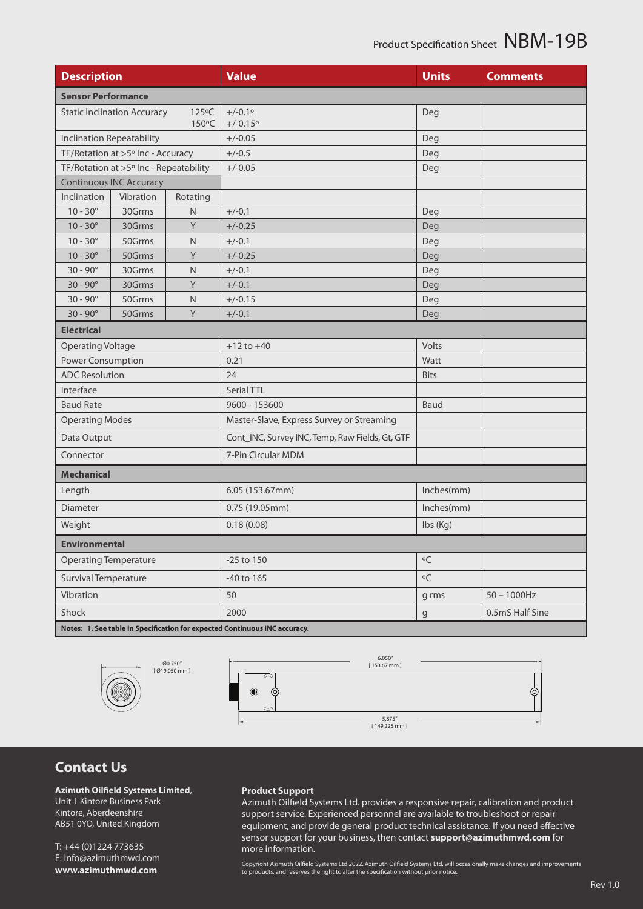Product Specification Sheet **NBM-19B**

| Description | | | Value | Units | Comments |
|---|---|---|---|---|---|
| **Sensor Performance** | | | | | |
| Static Inclination Accuracy | | 125ºC<br>150ºC | +/-0.1º<br>+/-0.15º | Deg | |
| Inclination Repeatability | | | +/-0.05 | Deg | |
| TF/Rotation at >5º Inc - Accuracy | | | +/-0.5 | Deg | |
| TF/Rotation at >5º Inc - Repeatability | | | +/-0.05 | Deg | |
| Continuous INC Accuracy | | | | | |
| Inclination | Vibration | Rotating | | | |
| 10 - 30° | 30Grms | N | +/-0.1 | Deg | |
| 10 - 30° | 30Grms | Y | +/-0.25 | Deg | |
| 10 - 30° | 50Grms | N | +/-0.1 | Deg | |
| 10 - 30° | 50Grms | Y | +/-0.25 | Deg | |
| 30 - 90° | 30Grms | N | +/-0.1 | Deg | |
| 30 - 90° | 30Grms | Y | +/-0.1 | Deg | |
| 30 - 90° | 50Grms | N | +/-0.15 | Deg | |
| 30 - 90° | 50Grms | Y | +/-0.1 | Deg | |
| **Electrical** | | | | | |
| Operating Voltage | | | +12 to +40 | Volts | |
| Power Consumption | | | 0.21 | Watt | |
| ADC Resolution | | | 24 | Bits | |
| Interface | | | Serial TTL | | |
| Baud Rate | | | 9600 - 153600 | Baud | |
| Operating Modes | | | Master-Slave, Express Survey or Streaming | | |
| Data Output | | | Cont_INC, Survey INC, Temp, Raw Fields, Gt, GTF | | |
| Connector | | | 7-Pin Circular MDM | | |
| **Mechanical** | | | | | |
| Length | | | 6.05 (153.67mm) | Inches(mm) | |
| Diameter | | | 0.75 (19.05mm) | Inches(mm) | |
| Weight | | | 0.18 (0.08) | lbs (Kg) | |
| **Environmental** | | | | | |
| Operating Temperature | | | -25 to 150 | ºC | |
| Survival Temperature | | | -40 to 165 | ºC | |
| Vibration | | | 50 | g rms | 50 – 1000Hz |
| Shock | | | 2000 | g | 0.5mS Half Sine |

**Notes: 1. See table in Specification for expected Continuous INC accuracy.**

Ø0.750"
[ Ø19.050 mm ]

6.050"
[ 153.67 mm ]

5.875"
[ 149.225 mm ]

## Contact Us

**Azimuth Oilfield Systems Limited**,
Unit 1 Kintore Business Park
Kintore, Aberdeenshire
AB51 0YQ, United Kingdom

T: +44 (0)1224 773635
E: info@azimuthmwd.com
**www.azimuthmwd.com**

**Product Support**

Azimuth Oilfield Systems Ltd. provides a responsive repair, calibration and product support service. Experienced personnel are available to troubleshoot or repair equipment, and provide general product technical assistance. If you need effective sensor support for your business, then contact **support@azimuthmwd.com** for more information.

Copyright Azimuth Oilfield Systems Ltd 2022. Azimuth Oilfield Systems Ltd. will occasionally make changes and improvements to products, and reserves the right to alter the specification without prior notice.

Rev 1.0